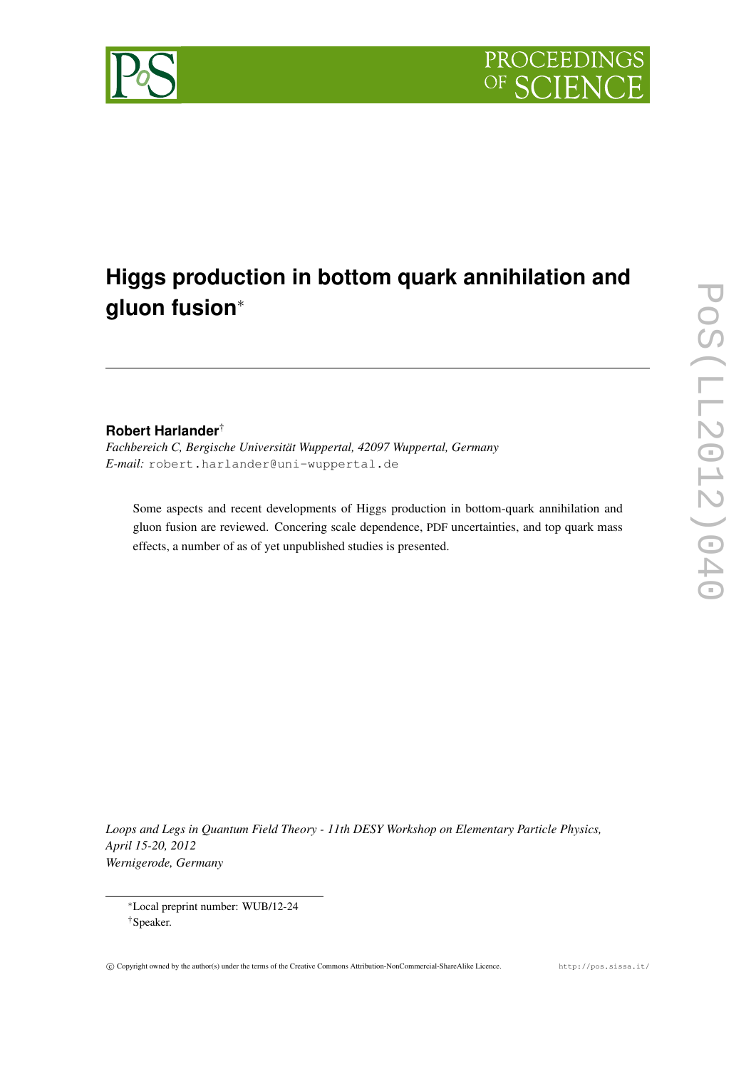# Higgs production in bottom quark annihilation and gluon fusion[*]

**Robert Harlander**[†]

*Fachbereich C, Bergische Universität Wuppertal, 42097 Wuppertal, Germany*
*E-mail:* robert.harlander@uni-wuppertal.de

Some aspects and recent developments of Higgs production in bottom-quark annihilation and gluon fusion are reviewed. Concering scale dependence, PDF uncertainties, and top quark mass effects, a number of as of yet unpublished studies is presented.

*Loops and Legs in Quantum Field Theory - 11th DESY Workshop on Elementary Particle Physics, April 15-20, 2012*
*Wernigerode, Germany*

---

[*] Local preprint number: WUB/12-24

[†] Speaker.

© Copyright owned by the author(s) under the terms of the Creative Commons Attribution-NonCommercial-ShareAlike Licence. http://pos.sissa.it/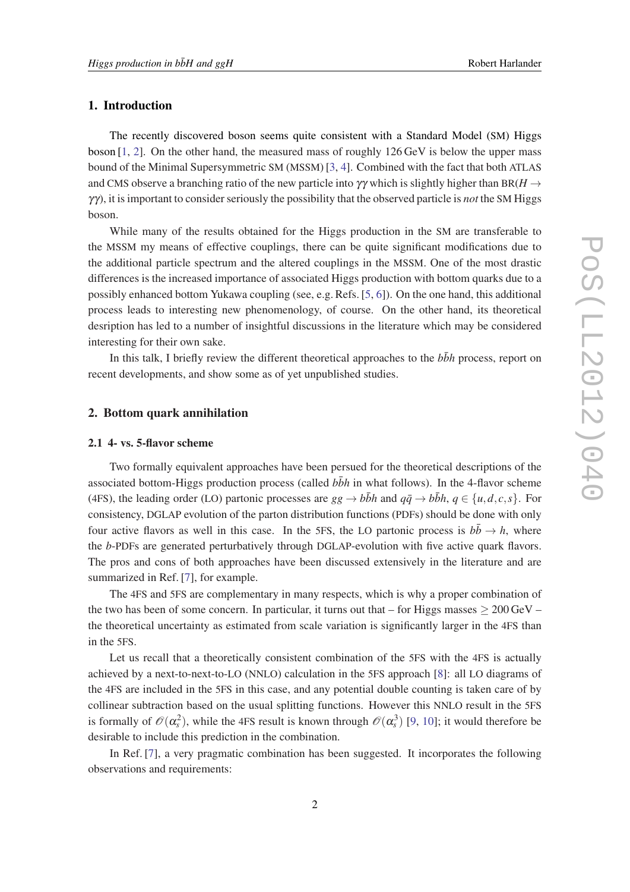## 1. Introduction

The recently discovered boson seems quite consistent with a Standard Model (SM) Higgs boson [1, 2]. On the other hand, the measured mass of roughly 126 GeV is below the upper mass bound of the Minimal Supersymmetric SM (MSSM) [3, 4]. Combined with the fact that both ATLAS and CMS observe a branching ratio of the new particle into $\gamma\gamma$ which is slightly higher than BR($H \to \gamma\gamma$), it is important to consider seriously the possibility that the observed particle is *not* the SM Higgs boson.

While many of the results obtained for the Higgs production in the SM are transferable to the MSSM my means of effective couplings, there can be quite significant modifications due to the additional particle spectrum and the altered couplings in the MSSM. One of the most drastic differences is the increased importance of associated Higgs production with bottom quarks due to a possibly enhanced bottom Yukawa coupling (see, e.g. Refs. [5, 6]). On the one hand, this additional process leads to interesting new phenomenology, of course. On the other hand, its theoretical desription has led to a number of insightful discussions in the literature which may be considered interesting for their own sake.

In this talk, I briefly review the different theoretical approaches to the $b\bar{b}h$ process, report on recent developments, and show some as of yet unpublished studies.

## 2. Bottom quark annihilation

### 2.1 4- vs. 5-flavor scheme

Two formally equivalent approaches have been persued for the theoretical descriptions of the associated bottom-Higgs production process (called $b\bar{b}h$ in what follows). In the 4-flavor scheme (4FS), the leading order (LO) partonic processes are $gg \to b\bar{b}h$ and $q\bar{q} \to b\bar{b}h$, $q \in \{u,d,c,s\}$. For consistency, DGLAP evolution of the parton distribution functions (PDFs) should be done with only four active flavors as well in this case. In the 5FS, the LO partonic process is $b\bar{b} \to h$, where the $b$-PDFs are generated perturbatively through DGLAP-evolution with five active quark flavors. The pros and cons of both approaches have been discussed extensively in the literature and are summarized in Ref. [7], for example.

The 4FS and 5FS are complementary in many respects, which is why a proper combination of the two has been of some concern. In particular, it turns out that – for Higgs masses $\geq 200$ GeV – the theoretical uncertainty as estimated from scale variation is significantly larger in the 4FS than in the 5FS.

Let us recall that a theoretically consistent combination of the 5FS with the 4FS is actually achieved by a next-to-next-to-LO (NNLO) calculation in the 5FS approach [8]: all LO diagrams of the 4FS are included in the 5FS in this case, and any potential double counting is taken care of by collinear subtraction based on the usual splitting functions. However this NNLO result in the 5FS is formally of $\mathscr{O}(\alpha_s^2)$, while the 4FS result is known through $\mathscr{O}(\alpha_s^3)$ [9, 10]; it would therefore be desirable to include this prediction in the combination.

In Ref. [7], a very pragmatic combination has been suggested. It incorporates the following observations and requirements: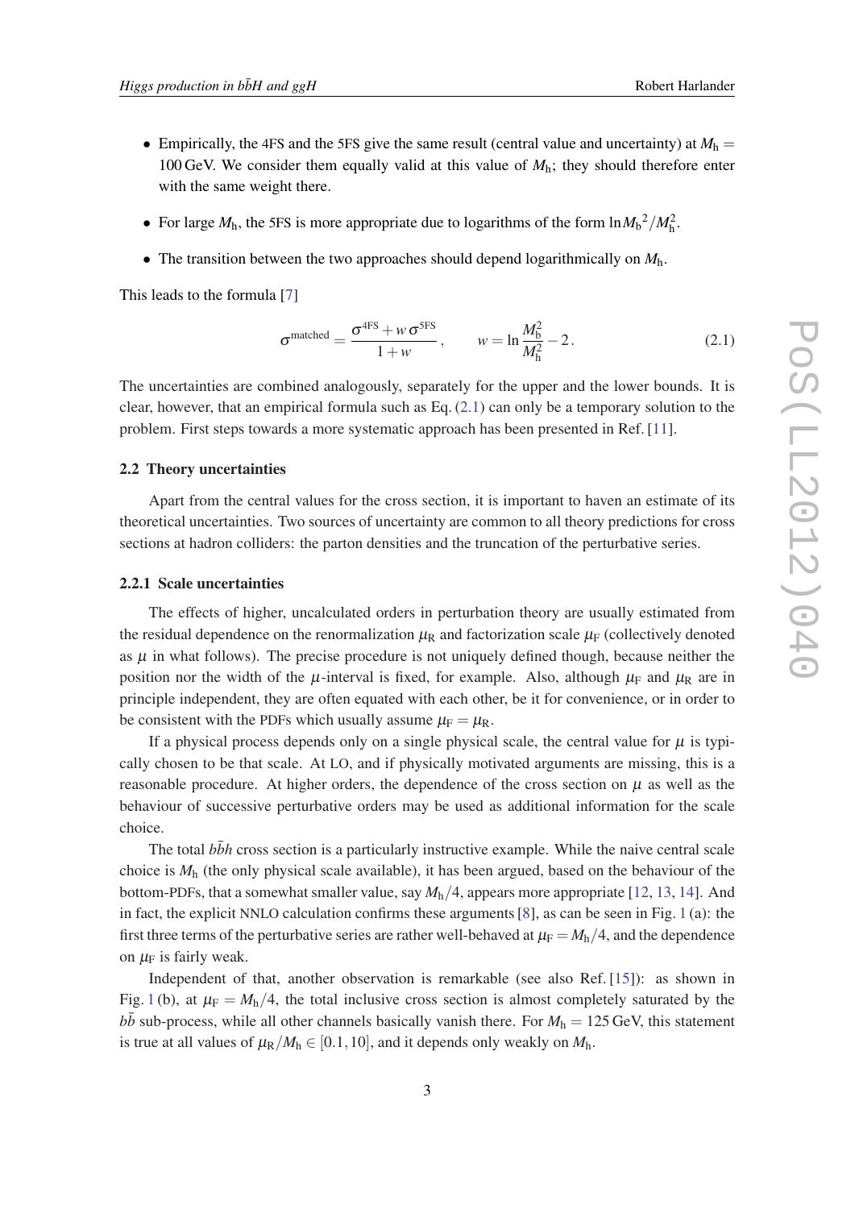- Empirically, the 4FS and the 5FS give the same result (central value and uncertainty) at $M_\mathrm{h} = 100\,\mathrm{GeV}$. We consider them equally valid at this value of $M_\mathrm{h}$; they should therefore enter with the same weight there.
- For large $M_\mathrm{h}$, the 5FS is more appropriate due to logarithms of the form $\ln M_\mathrm{b}{}^2/M_\mathrm{h}^2$.
- The transition between the two approaches should depend logarithmically on $M_\mathrm{h}$.

This leads to the formula [7]

$$\sigma^\mathrm{matched} = \frac{\sigma^\mathrm{4FS} + w\,\sigma^\mathrm{5FS}}{1+w}\,, \qquad w = \ln\frac{M_\mathrm{b}^2}{M_\mathrm{h}^2} - 2\,. \tag{2.1}$$

The uncertainties are combined analogously, separately for the upper and the lower bounds. It is clear, however, that an empirical formula such as Eq. (2.1) can only be a temporary solution to the problem. First steps towards a more systematic approach has been presented in Ref. [11].

### 2.2 Theory uncertainties

Apart from the central values for the cross section, it is important to haven an estimate of its theoretical uncertainties. Two sources of uncertainty are common to all theory predictions for cross sections at hadron colliders: the parton densities and the truncation of the perturbative series.

#### 2.2.1 Scale uncertainties

The effects of higher, uncalculated orders in perturbation theory are usually estimated from the residual dependence on the renormalization $\mu_\mathrm{R}$ and factorization scale $\mu_\mathrm{F}$ (collectively denoted as $\mu$ in what follows). The precise procedure is not uniquely defined though, because neither the position nor the width of the $\mu$-interval is fixed, for example. Also, although $\mu_\mathrm{F}$ and $\mu_\mathrm{R}$ are in principle independent, they are often equated with each other, be it for convenience, or in order to be consistent with the PDFs which usually assume $\mu_\mathrm{F} = \mu_\mathrm{R}$.

If a physical process depends only on a single physical scale, the central value for $\mu$ is typically chosen to be that scale. At LO, and if physically motivated arguments are missing, this is a reasonable procedure. At higher orders, the dependence of the cross section on $\mu$ as well as the behaviour of successive perturbative orders may be used as additional information for the scale choice.

The total $b\bar{b}h$ cross section is a particularly instructive example. While the naive central scale choice is $M_\mathrm{h}$ (the only physical scale available), it has been argued, based on the behaviour of the bottom-PDFs, that a somewhat smaller value, say $M_\mathrm{h}/4$, appears more appropriate [12, 13, 14]. And in fact, the explicit NNLO calculation confirms these arguments [8], as can be seen in Fig. 1 (a): the first three terms of the perturbative series are rather well-behaved at $\mu_\mathrm{F} = M_\mathrm{h}/4$, and the dependence on $\mu_\mathrm{F}$ is fairly weak.

Independent of that, another observation is remarkable (see also Ref. [15]): as shown in Fig. 1 (b), at $\mu_\mathrm{F} = M_\mathrm{h}/4$, the total inclusive cross section is almost completely saturated by the $b\bar{b}$ sub-process, while all other channels basically vanish there. For $M_\mathrm{h} = 125\,\mathrm{GeV}$, this statement is true at all values of $\mu_\mathrm{R}/M_\mathrm{h} \in [0.1, 10]$, and it depends only weakly on $M_\mathrm{h}$.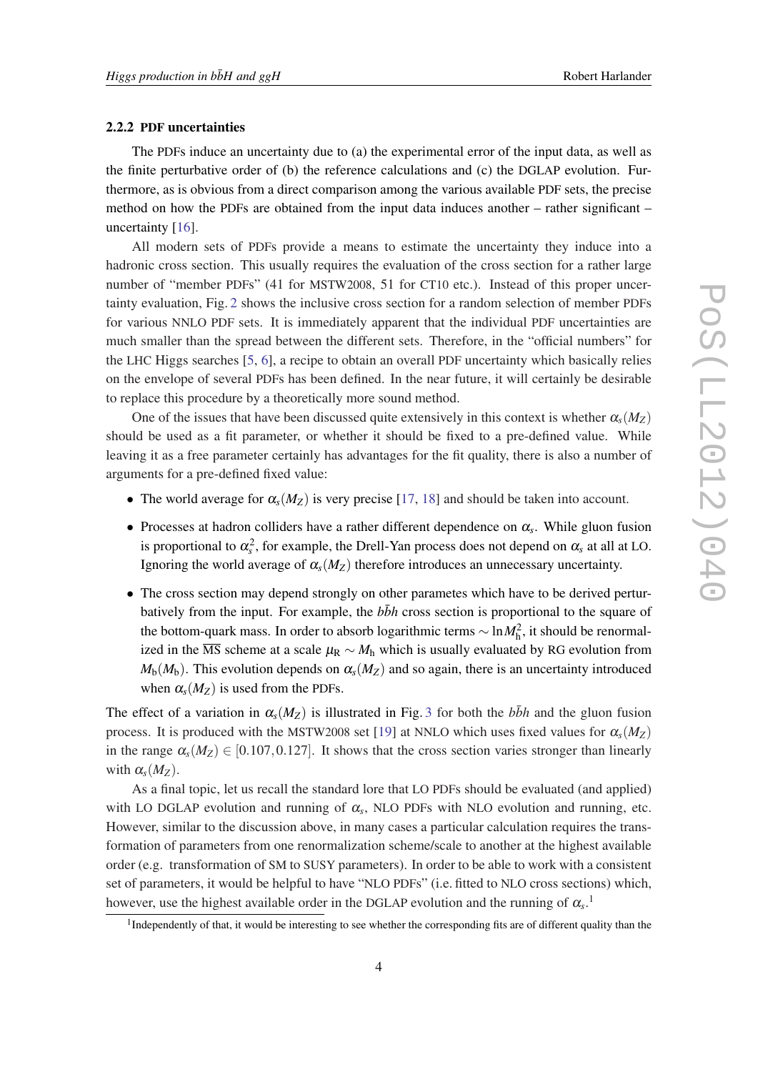### 2.2.2 PDF uncertainties

The PDFs induce an uncertainty due to (a) the experimental error of the input data, as well as the finite perturbative order of (b) the reference calculations and (c) the DGLAP evolution. Furthermore, as is obvious from a direct comparison among the various available PDF sets, the precise method on how the PDFs are obtained from the input data induces another – rather significant – uncertainty [16].

All modern sets of PDFs provide a means to estimate the uncertainty they induce into a hadronic cross section. This usually requires the evaluation of the cross section for a rather large number of "member PDFs" (41 for MSTW2008, 51 for CT10 etc.). Instead of this proper uncertainty evaluation, Fig. 2 shows the inclusive cross section for a random selection of member PDFs for various NNLO PDF sets. It is immediately apparent that the individual PDF uncertainties are much smaller than the spread between the different sets. Therefore, in the "official numbers" for the LHC Higgs searches [5, 6], a recipe to obtain an overall PDF uncertainty which basically relies on the envelope of several PDFs has been defined. In the near future, it will certainly be desirable to replace this procedure by a theoretically more sound method.

One of the issues that have been discussed quite extensively in this context is whether $\alpha_s(M_Z)$ should be used as a fit parameter, or whether it should be fixed to a pre-defined value. While leaving it as a free parameter certainly has advantages for the fit quality, there is also a number of arguments for a pre-defined fixed value:

- The world average for $\alpha_s(M_Z)$ is very precise [17, 18] and should be taken into account.
- Processes at hadron colliders have a rather different dependence on $\alpha_s$. While gluon fusion is proportional to $\alpha_s^2$, for example, the Drell-Yan process does not depend on $\alpha_s$ at all at LO. Ignoring the world average of $\alpha_s(M_Z)$ therefore introduces an unnecessary uncertainty.
- The cross section may depend strongly on other parametes which have to be derived perturbatively from the input. For example, the $b\bar{b}h$ cross section is proportional to the square of the bottom-quark mass. In order to absorb logarithmic terms $\sim \ln M_\text{h}^2$, it should be renormalized in the $\overline{\text{MS}}$ scheme at a scale $\mu_\text{R} \sim M_\text{h}$ which is usually evaluated by RG evolution from $M_\text{b}(M_\text{b})$. This evolution depends on $\alpha_s(M_Z)$ and so again, there is an uncertainty introduced when $\alpha_s(M_Z)$ is used from the PDFs.

The effect of a variation in $\alpha_s(M_Z)$ is illustrated in Fig. 3 for both the $b\bar{b}h$ and the gluon fusion process. It is produced with the MSTW2008 set [19] at NNLO which uses fixed values for $\alpha_s(M_Z)$ in the range $\alpha_s(M_Z) \in [0.107, 0.127]$. It shows that the cross section varies stronger than linearly with $\alpha_s(M_Z)$.

As a final topic, let us recall the standard lore that LO PDFs should be evaluated (and applied) with LO DGLAP evolution and running of $\alpha_s$, NLO PDFs with NLO evolution and running, etc. However, similar to the discussion above, in many cases a particular calculation requires the transformation of parameters from one renormalization scheme/scale to another at the highest available order (e.g. transformation of SM to SUSY parameters). In order to be able to work with a consistent set of parameters, it would be helpful to have "NLO PDFs" (i.e. fitted to NLO cross sections) which, however, use the highest available order in the DGLAP evolution and the running of $\alpha_s$.[1]

[1] Independently of that, it would be interesting to see whether the corresponding fits are of different quality than the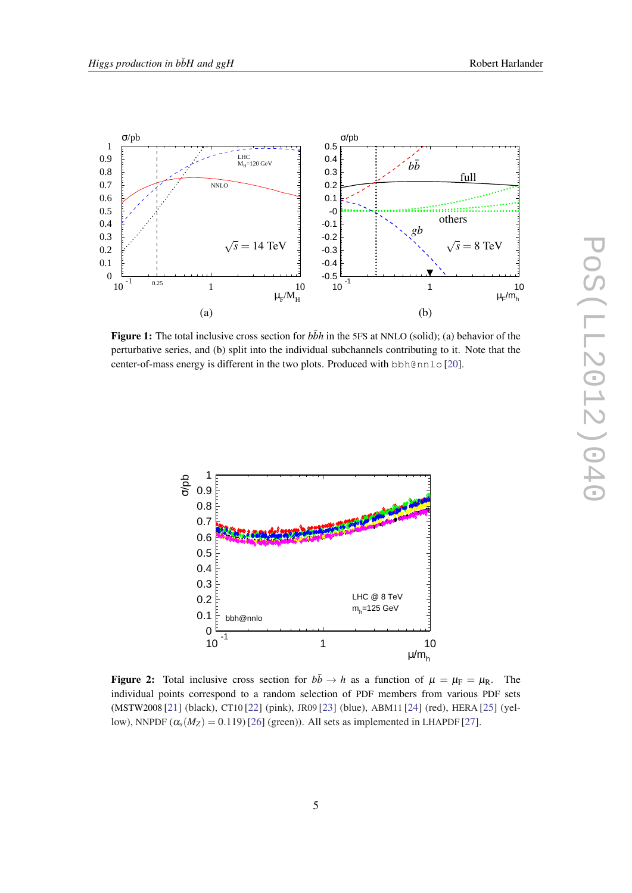**Figure 1:** The total inclusive cross section for $b\bar{b}h$ in the 5FS at NNLO (solid); (a) behavior of the perturbative series, and (b) split into the individual subchannels contributing to it. Note that the center-of-mass energy is different in the two plots. Produced with `bbh@nnlo` [20].

**Figure 2:** Total inclusive cross section for $b\bar{b} \to h$ as a function of $\mu = \mu_F = \mu_R$. The individual points correspond to a random selection of PDF members from various PDF sets (MSTW2008 [21] (black), CT10 [22] (pink), JR09 [23] (blue), ABM11 [24] (red), HERA [25] (yellow), NNPDF ($\alpha_s(M_Z) = 0.119$) [26] (green)). All sets as implemented in LHAPDF [27].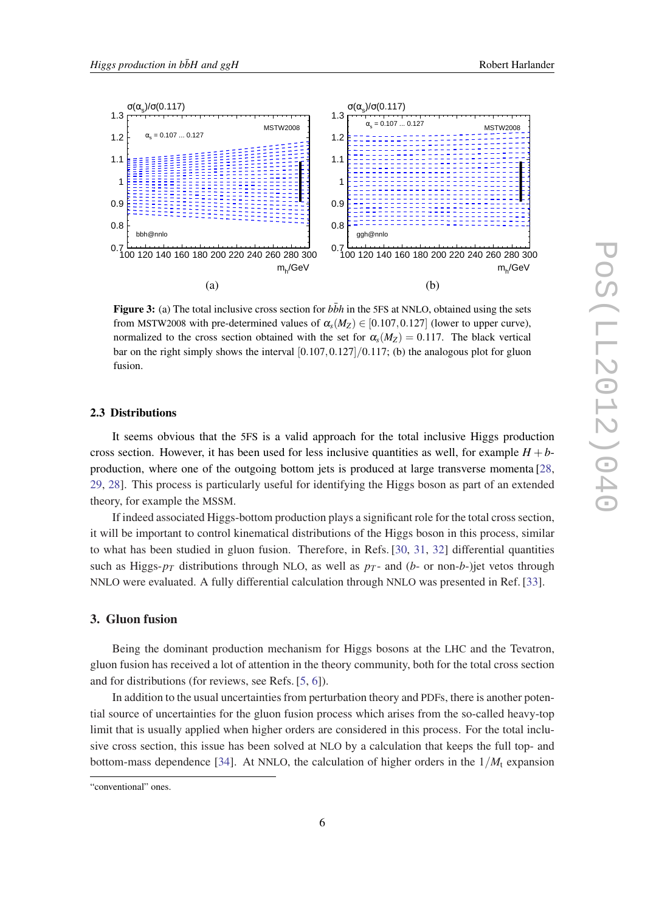(a)

(b)

**Figure 3:** (a) The total inclusive cross section for $b\bar{b}h$ in the 5FS at NNLO, obtained using the sets from MSTW2008 with pre-determined values of $\alpha_s(M_Z) \in [0.107, 0.127]$ (lower to upper curve), normalized to the cross section obtained with the set for $\alpha_s(M_Z) = 0.117$. The black vertical bar on the right simply shows the interval $[0.107, 0.127]/0.117$; (b) the analogous plot for gluon fusion.

### 2.3 Distributions

It seems obvious that the 5FS is a valid approach for the total inclusive Higgs production cross section. However, it has been used for less inclusive quantities as well, for example $H+b$-production, where one of the outgoing bottom jets is produced at large transverse momenta [28, 29, 28]. This process is particularly useful for identifying the Higgs boson as part of an extended theory, for example the MSSM.

If indeed associated Higgs-bottom production plays a significant role for the total cross section, it will be important to control kinematical distributions of the Higgs boson in this process, similar to what has been studied in gluon fusion. Therefore, in Refs. [30, 31, 32] differential quantities such as Higgs-$p_T$ distributions through NLO, as well as $p_T$- and ($b$- or non-$b$-)jet vetos through NNLO were evaluated. A fully differential calculation through NNLO was presented in Ref. [33].

## 3. Gluon fusion

Being the dominant production mechanism for Higgs bosons at the LHC and the Tevatron, gluon fusion has received a lot of attention in the theory community, both for the total cross section and for distributions (for reviews, see Refs. [5, 6]).

In addition to the usual uncertainties from perturbation theory and PDFs, there is another potential source of uncertainties for the gluon fusion process which arises from the so-called heavy-top limit that is usually applied when higher orders are considered in this process. For the total inclusive cross section, this issue has been solved at NLO by a calculation that keeps the full top- and bottom-mass dependence [34]. At NNLO, the calculation of higher orders in the $1/M_t$ expansion

"conventional" ones.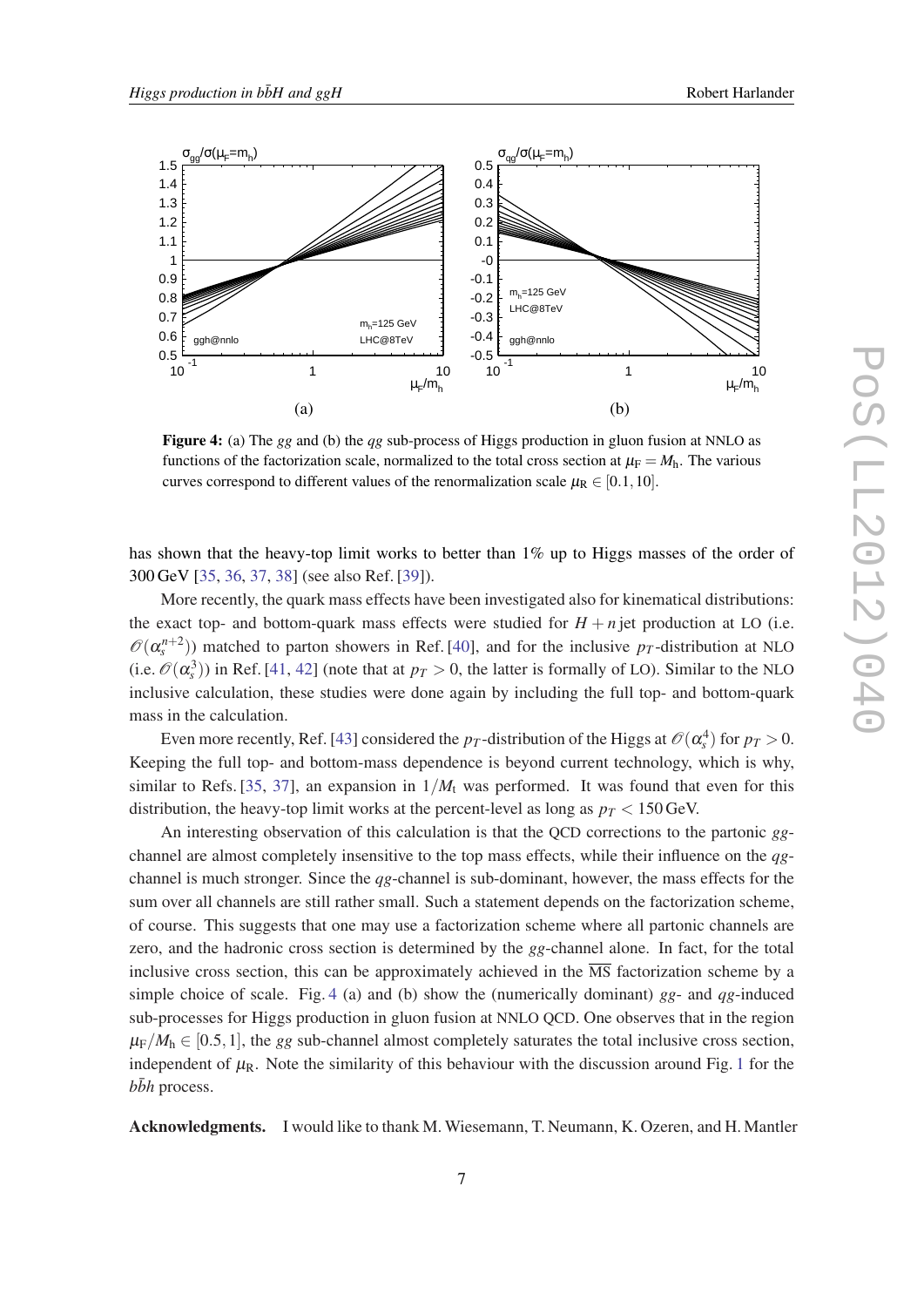Figure 4: (a) The $gg$ and (b) the $qg$ sub-process of Higgs production in gluon fusion at NNLO as functions of the factorization scale, normalized to the total cross section at $\mu_F = M_h$. The various curves correspond to different values of the renormalization scale $\mu_R \in [0.1, 10]$.

has shown that the heavy-top limit works to better than 1% up to Higgs masses of the order of 300 GeV [35, 36, 37, 38] (see also Ref. [39]).

More recently, the quark mass effects have been investigated also for kinematical distributions: the exact top- and bottom-quark mass effects were studied for $H + n$ jet production at LO (i.e. $\mathcal{O}(\alpha_s^{n+2})$) matched to parton showers in Ref. [40], and for the inclusive $p_T$-distribution at NLO (i.e. $\mathcal{O}(\alpha_s^3)$) in Ref. [41, 42] (note that at $p_T > 0$, the latter is formally of LO). Similar to the NLO inclusive calculation, these studies were done again by including the full top- and bottom-quark mass in the calculation.

Even more recently, Ref. [43] considered the $p_T$-distribution of the Higgs at $\mathcal{O}(\alpha_s^4)$ for $p_T > 0$. Keeping the full top- and bottom-mass dependence is beyond current technology, which is why, similar to Refs. [35, 37], an expansion in $1/M_t$ was performed. It was found that even for this distribution, the heavy-top limit works at the percent-level as long as $p_T < 150$ GeV.

An interesting observation of this calculation is that the QCD corrections to the partonic $gg$-channel are almost completely insensitive to the top mass effects, while their influence on the $qg$-channel is much stronger. Since the $qg$-channel is sub-dominant, however, the mass effects for the sum over all channels are still rather small. Such a statement depends on the factorization scheme, of course. This suggests that one may use a factorization scheme where all partonic channels are zero, and the hadronic cross section is determined by the $gg$-channel alone. In fact, for the total inclusive cross section, this can be approximately achieved in the $\overline{\text{MS}}$ factorization scheme by a simple choice of scale. Fig. 4 (a) and (b) show the (numerically dominant) $gg$- and $qg$-induced sub-processes for Higgs production in gluon fusion at NNLO QCD. One observes that in the region $\mu_F/M_h \in [0.5, 1]$, the $gg$ sub-channel almost completely saturates the total inclusive cross section, independent of $\mu_R$. Note the similarity of this behaviour with the discussion around Fig. 1 for the $b\bar{b}h$ process.

**Acknowledgments.** I would like to thank M. Wiesemann, T. Neumann, K. Ozeren, and H. Mantler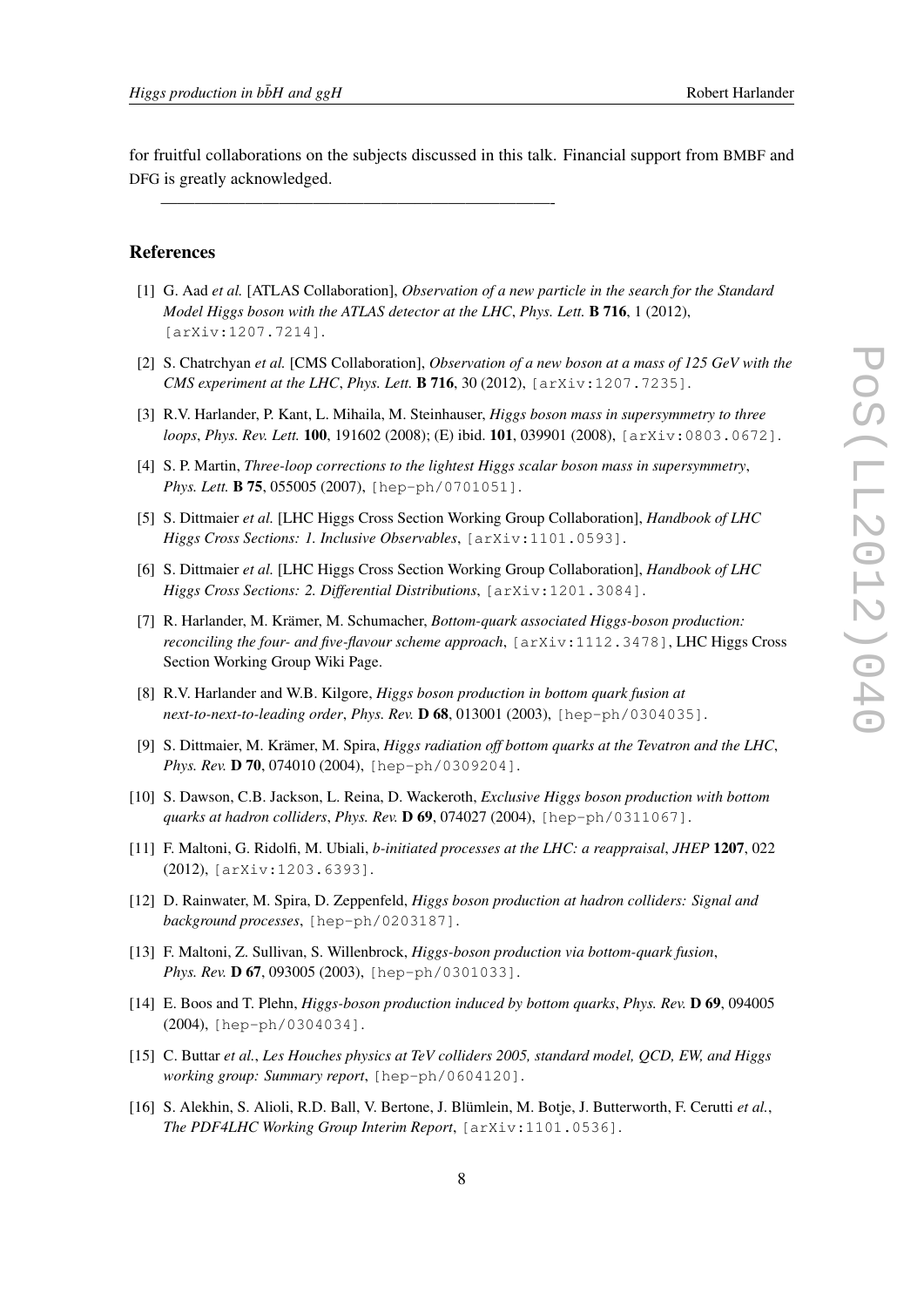for fruitful collaborations on the subjects discussed in this talk. Financial support from BMBF and DFG is greatly acknowledged.

---

## References

[1] G. Aad *et al.* [ATLAS Collaboration], *Observation of a new particle in the search for the Standard Model Higgs boson with the ATLAS detector at the LHC*, *Phys. Lett.* **B 716**, 1 (2012), [arXiv:1207.7214].

[2] S. Chatrchyan *et al.* [CMS Collaboration], *Observation of a new boson at a mass of 125 GeV with the CMS experiment at the LHC*, *Phys. Lett.* **B 716**, 30 (2012), [arXiv:1207.7235].

[3] R.V. Harlander, P. Kant, L. Mihaila, M. Steinhauser, *Higgs boson mass in supersymmetry to three loops*, *Phys. Rev. Lett.* **100**, 191602 (2008); (E) ibid. **101**, 039901 (2008), [arXiv:0803.0672].

[4] S. P. Martin, *Three-loop corrections to the lightest Higgs scalar boson mass in supersymmetry*, *Phys. Lett.* **B 75**, 055005 (2007), [hep-ph/0701051].

[5] S. Dittmaier *et al.* [LHC Higgs Cross Section Working Group Collaboration], *Handbook of LHC Higgs Cross Sections: 1. Inclusive Observables*, [arXiv:1101.0593].

[6] S. Dittmaier *et al.* [LHC Higgs Cross Section Working Group Collaboration], *Handbook of LHC Higgs Cross Sections: 2. Differential Distributions*, [arXiv:1201.3084].

[7] R. Harlander, M. Krämer, M. Schumacher, *Bottom-quark associated Higgs-boson production: reconciling the four- and five-flavour scheme approach*, [arXiv:1112.3478], LHC Higgs Cross Section Working Group Wiki Page.

[8] R.V. Harlander and W.B. Kilgore, *Higgs boson production in bottom quark fusion at next-to-next-to-leading order*, *Phys. Rev.* **D 68**, 013001 (2003), [hep-ph/0304035].

[9] S. Dittmaier, M. Krämer, M. Spira, *Higgs radiation off bottom quarks at the Tevatron and the LHC*, *Phys. Rev.* **D 70**, 074010 (2004), [hep-ph/0309204].

[10] S. Dawson, C.B. Jackson, L. Reina, D. Wackeroth, *Exclusive Higgs boson production with bottom quarks at hadron colliders*, *Phys. Rev.* **D 69**, 074027 (2004), [hep-ph/0311067].

[11] F. Maltoni, G. Ridolfi, M. Ubiali, *b-initiated processes at the LHC: a reappraisal*, *JHEP* **1207**, 022 (2012), [arXiv:1203.6393].

[12] D. Rainwater, M. Spira, D. Zeppenfeld, *Higgs boson production at hadron colliders: Signal and background processes*, [hep-ph/0203187].

[13] F. Maltoni, Z. Sullivan, S. Willenbrock, *Higgs-boson production via bottom-quark fusion*, *Phys. Rev.* **D 67**, 093005 (2003), [hep-ph/0301033].

[14] E. Boos and T. Plehn, *Higgs-boson production induced by bottom quarks*, *Phys. Rev.* **D 69**, 094005 (2004), [hep-ph/0304034].

[15] C. Buttar *et al.*, *Les Houches physics at TeV colliders 2005, standard model, QCD, EW, and Higgs working group: Summary report*, [hep-ph/0604120].

[16] S. Alekhin, S. Alioli, R.D. Ball, V. Bertone, J. Blümlein, M. Botje, J. Butterworth, F. Cerutti *et al.*, *The PDF4LHC Working Group Interim Report*, [arXiv:1101.0536].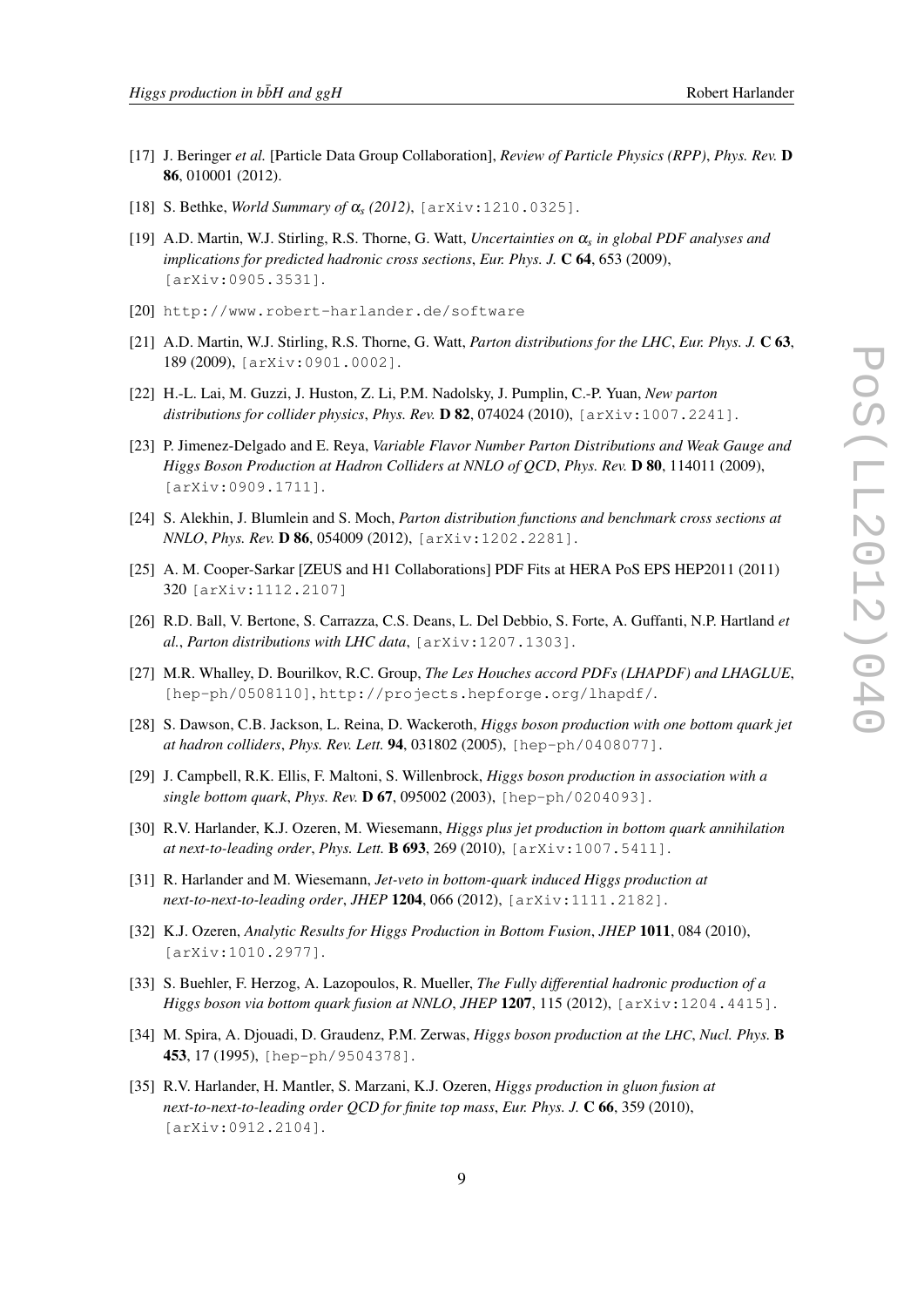[17] J. Beringer *et al.* [Particle Data Group Collaboration], *Review of Particle Physics (RPP)*, *Phys. Rev.* **D 86**, 010001 (2012).

[18] S. Bethke, *World Summary of $\alpha_s$ (2012)*, [arXiv:1210.0325].

[19] A.D. Martin, W.J. Stirling, R.S. Thorne, G. Watt, *Uncertainties on $\alpha_s$ in global PDF analyses and implications for predicted hadronic cross sections*, *Eur. Phys. J.* **C 64**, 653 (2009), [arXiv:0905.3531].

[20] http://www.robert-harlander.de/software

[21] A.D. Martin, W.J. Stirling, R.S. Thorne, G. Watt, *Parton distributions for the LHC*, *Eur. Phys. J.* **C 63**, 189 (2009), [arXiv:0901.0002].

[22] H.-L. Lai, M. Guzzi, J. Huston, Z. Li, P.M. Nadolsky, J. Pumplin, C.-P. Yuan, *New parton distributions for collider physics*, *Phys. Rev.* **D 82**, 074024 (2010), [arXiv:1007.2241].

[23] P. Jimenez-Delgado and E. Reya, *Variable Flavor Number Parton Distributions and Weak Gauge and Higgs Boson Production at Hadron Colliders at NNLO of QCD*, *Phys. Rev.* **D 80**, 114011 (2009), [arXiv:0909.1711].

[24] S. Alekhin, J. Blumlein and S. Moch, *Parton distribution functions and benchmark cross sections at NNLO*, *Phys. Rev.* **D 86**, 054009 (2012), [arXiv:1202.2281].

[25] A. M. Cooper-Sarkar [ZEUS and H1 Collaborations] PDF Fits at HERA PoS EPS HEP2011 (2011) 320 [arXiv:1112.2107]

[26] R.D. Ball, V. Bertone, S. Carrazza, C.S. Deans, L. Del Debbio, S. Forte, A. Guffanti, N.P. Hartland *et al.*, *Parton distributions with LHC data*, [arXiv:1207.1303].

[27] M.R. Whalley, D. Bourilkov, R.C. Group, *The Les Houches accord PDFs (LHAPDF) and LHAGLUE*, [hep-ph/0508110], http://projects.hepforge.org/lhapdf/.

[28] S. Dawson, C.B. Jackson, L. Reina, D. Wackeroth, *Higgs boson production with one bottom quark jet at hadron colliders*, *Phys. Rev. Lett.* **94**, 031802 (2005), [hep-ph/0408077].

[29] J. Campbell, R.K. Ellis, F. Maltoni, S. Willenbrock, *Higgs boson production in association with a single bottom quark*, *Phys. Rev.* **D 67**, 095002 (2003), [hep-ph/0204093].

[30] R.V. Harlander, K.J. Ozeren, M. Wiesemann, *Higgs plus jet production in bottom quark annihilation at next-to-leading order*, *Phys. Lett.* **B 693**, 269 (2010), [arXiv:1007.5411].

[31] R. Harlander and M. Wiesemann, *Jet-veto in bottom-quark induced Higgs production at next-to-next-to-leading order*, *JHEP* **1204**, 066 (2012), [arXiv:1111.2182].

[32] K.J. Ozeren, *Analytic Results for Higgs Production in Bottom Fusion*, *JHEP* **1011**, 084 (2010), [arXiv:1010.2977].

[33] S. Buehler, F. Herzog, A. Lazopoulos, R. Mueller, *The Fully differential hadronic production of a Higgs boson via bottom quark fusion at NNLO*, *JHEP* **1207**, 115 (2012), [arXiv:1204.4415].

[34] M. Spira, A. Djouadi, D. Graudenz, P.M. Zerwas, *Higgs boson production at the LHC*, *Nucl. Phys.* **B 453**, 17 (1995), [hep-ph/9504378].

[35] R.V. Harlander, H. Mantler, S. Marzani, K.J. Ozeren, *Higgs production in gluon fusion at next-to-next-to-leading order QCD for finite top mass*, *Eur. Phys. J.* **C 66**, 359 (2010), [arXiv:0912.2104].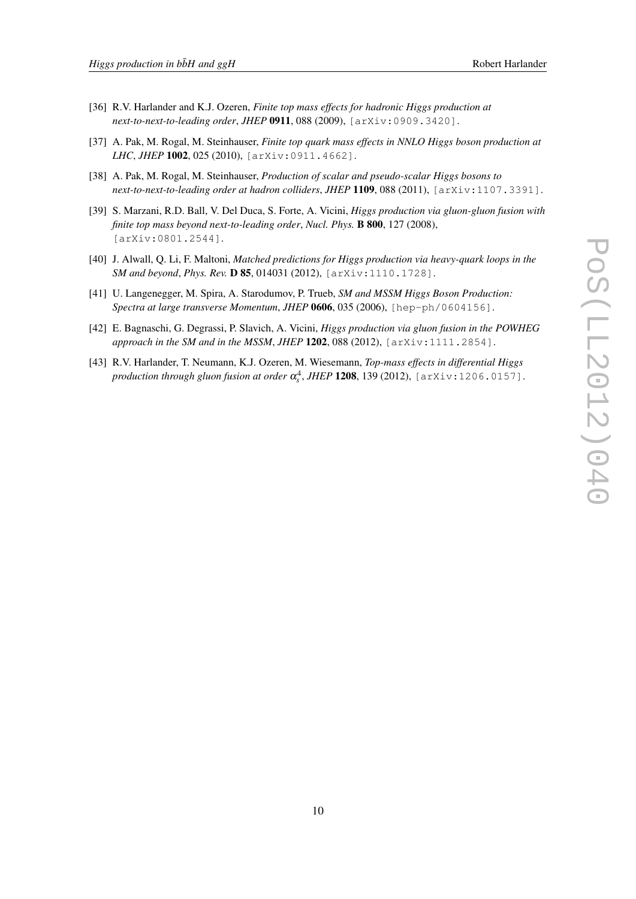[36] R.V. Harlander and K.J. Ozeren, *Finite top mass effects for hadronic Higgs production at next-to-next-to-leading order*, *JHEP* **0911**, 088 (2009), [arXiv:0909.3420].

[37] A. Pak, M. Rogal, M. Steinhauser, *Finite top quark mass effects in NNLO Higgs boson production at LHC*, *JHEP* **1002**, 025 (2010), [arXiv:0911.4662].

[38] A. Pak, M. Rogal, M. Steinhauser, *Production of scalar and pseudo-scalar Higgs bosons to next-to-next-to-leading order at hadron colliders*, *JHEP* **1109**, 088 (2011), [arXiv:1107.3391].

[39] S. Marzani, R.D. Ball, V. Del Duca, S. Forte, A. Vicini, *Higgs production via gluon-gluon fusion with finite top mass beyond next-to-leading order*, *Nucl. Phys.* **B 800**, 127 (2008), [arXiv:0801.2544].

[40] J. Alwall, Q. Li, F. Maltoni, *Matched predictions for Higgs production via heavy-quark loops in the SM and beyond*, *Phys. Rev.* **D 85**, 014031 (2012), [arXiv:1110.1728].

[41] U. Langenegger, M. Spira, A. Starodumov, P. Trueb, *SM and MSSM Higgs Boson Production: Spectra at large transverse Momentum*, *JHEP* **0606**, 035 (2006), [hep-ph/0604156].

[42] E. Bagnaschi, G. Degrassi, P. Slavich, A. Vicini, *Higgs production via gluon fusion in the POWHEG approach in the SM and in the MSSM*, *JHEP* **1202**, 088 (2012), [arXiv:1111.2854].

[43] R.V. Harlander, T. Neumann, K.J. Ozeren, M. Wiesemann, *Top-mass effects in differential Higgs production through gluon fusion at order $\alpha_s^4$*, *JHEP* **1208**, 139 (2012), [arXiv:1206.0157].